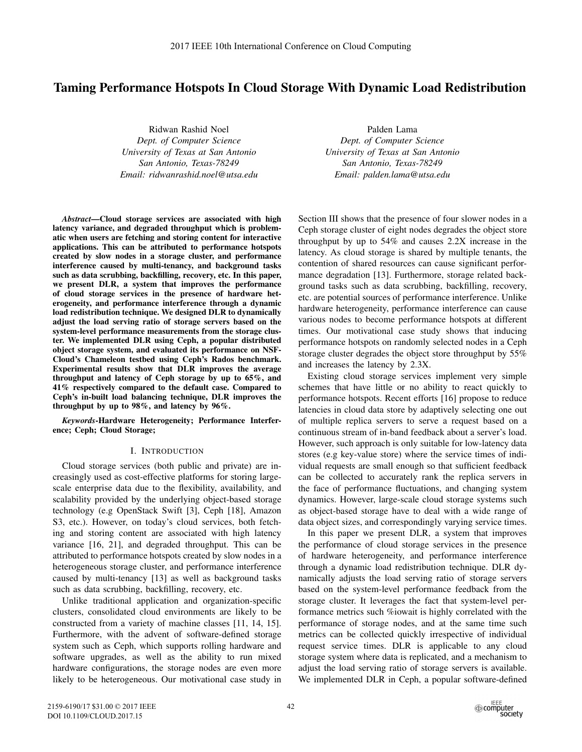# Taming Performance Hotspots In Cloud Storage With Dynamic Load Redistribution

Ridwan Rashid Noel
*Dept. of Computer Science*
*University of Texas at San Antonio*
*San Antonio, Texas-78249*
*Email: ridwanrashid.noel@utsa.edu*

Palden Lama
*Dept. of Computer Science*
*University of Texas at San Antonio*
*San Antonio, Texas-78249*
*Email: palden.lama@utsa.edu*

***Abstract*—Cloud storage services are associated with high latency variance, and degraded throughput which is problematic when users are fetching and storing content for interactive applications. This can be attributed to performance hotspots created by slow nodes in a storage cluster, and performance interference caused by multi-tenancy, and background tasks such as data scrubbing, backfilling, recovery, etc. In this paper, we present DLR, a system that improves the performance of cloud storage services in the presence of hardware heterogeneity, and performance interference through a dynamic load redistribution technique. We designed DLR to dynamically adjust the load serving ratio of storage servers based on the system-level performance measurements from the storage cluster. We implemented DLR using Ceph, a popular distributed object storage system, and evaluated its performance on NSF-Cloud's Chameleon testbed using Ceph's Rados benchmark. Experimental results show that DLR improves the average throughput and latency of Ceph storage by up to 65%, and 41% respectively compared to the default case. Compared to Ceph's in-built load balancing technique, DLR improves the throughput by up to 98%, and latency by 96%.**

***Keywords*-Hardware Heterogeneity; Performance Interference; Ceph; Cloud Storage;**

## I. Introduction

Cloud storage services (both public and private) are increasingly used as cost-effective platforms for storing large-scale enterprise data due to the flexibility, availability, and scalability provided by the underlying object-based storage technology (e.g OpenStack Swift [3], Ceph [18], Amazon S3, etc.). However, on today's cloud services, both fetching and storing content are associated with high latency variance [16, 21], and degraded throughput. This can be attributed to performance hotspots created by slow nodes in a heterogeneous storage cluster, and performance interference caused by multi-tenancy [13] as well as background tasks such as data scrubbing, backfilling, recovery, etc.

Unlike traditional application and organization-specific clusters, consolidated cloud environments are likely to be constructed from a variety of machine classes [11, 14, 15]. Furthermore, with the advent of software-defined storage system such as Ceph, which supports rolling hardware and software upgrades, as well as the ability to run mixed hardware configurations, the storage nodes are even more likely to be heterogeneous. Our motivational case study in Section III shows that the presence of four slower nodes in a Ceph storage cluster of eight nodes degrades the object store throughput by up to 54% and causes 2.2X increase in the latency. As cloud storage is shared by multiple tenants, the contention of shared resources can cause significant performance degradation [13]. Furthermore, storage related background tasks such as data scrubbing, backfilling, recovery, etc. are potential sources of performance interference. Unlike hardware heterogeneity, performance interference can cause various nodes to become performance hotspots at different times. Our motivational case study shows that inducing performance hotspots on randomly selected nodes in a Ceph storage cluster degrades the object store throughput by 55% and increases the latency by 2.3X.

Existing cloud storage services implement very simple schemes that have little or no ability to react quickly to performance hotspots. Recent efforts [16] propose to reduce latencies in cloud data store by adaptively selecting one out of multiple replica servers to serve a request based on a continuous stream of in-band feedback about a server's load. However, such approach is only suitable for low-latency data stores (e.g key-value store) where the service times of individual requests are small enough so that sufficient feedback can be collected to accurately rank the replica servers in the face of performance fluctuations, and changing system dynamics. However, large-scale cloud storage systems such as object-based storage have to deal with a wide range of data object sizes, and correspondingly varying service times.

In this paper we present DLR, a system that improves the performance of cloud storage services in the presence of hardware heterogeneity, and performance interference through a dynamic load redistribution technique. DLR dynamically adjusts the load serving ratio of storage servers based on the system-level performance feedback from the storage cluster. It leverages the fact that system-level performance metrics such %iowait is highly correlated with the performance of storage nodes, and at the same time such metrics can be collected quickly irrespective of individual request service times. DLR is applicable to any cloud storage system where data is replicated, and a mechanism to adjust the load serving ratio of storage servers is available. We implemented DLR in Ceph, a popular software-defined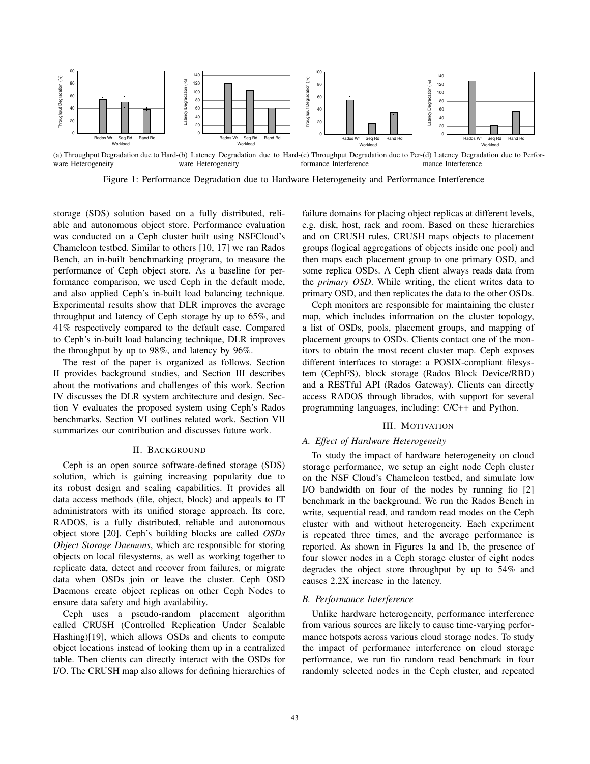100
80
60
40
20
0
Throughput Degradation (%)
Rados Wr Seq Rd Rand Rd
Workload

140
120
100
80
60
40
20
0
Latency Degradation (%)
Rados Wr Seq Rd Rand Rd
Workload

100
80
60
40
20
0
Throughput Degradation (%)
Rados Wr Seq Rd Rand Rd
Workload

140
120
100
80
60
40
20
0
Latency Degradation (%)
Rados Wr Seq Rd Rand Rd
Workload

(a) Throughput Degradation due to Hardware Heterogeneity (b) Latency Degradation due to Hardware Heterogeneity (c) Throughput Degradation due to Performance Interference (d) Latency Degradation due to Performance Interference

Figure 1: Performance Degradation due to Hardware Heterogeneity and Performance Interference

storage (SDS) solution based on a fully distributed, reliable and autonomous object store. Performance evaluation was conducted on a Ceph cluster built using NSFCloud's Chameleon testbed. Similar to others [10, 17] we ran Rados Bench, an in-built benchmarking program, to measure the performance of Ceph object store. As a baseline for performance comparison, we used Ceph in the default mode, and also applied Ceph's in-built load balancing technique. Experimental results show that DLR improves the average throughput and latency of Ceph storage by up to 65%, and 41% respectively compared to the default case. Compared to Ceph's in-built load balancing technique, DLR improves the throughput by up to 98%, and latency by 96%.

The rest of the paper is organized as follows. Section II provides background studies, and Section III describes about the motivations and challenges of this work. Section IV discusses the DLR system architecture and design. Section V evaluates the proposed system using Ceph's Rados benchmarks. Section VI outlines related work. Section VII summarizes our contribution and discusses future work.

## II. Background

Ceph is an open source software-defined storage (SDS) solution, which is gaining increasing popularity due to its robust design and scaling capabilities. It provides all data access methods (file, object, block) and appeals to IT administrators with its unified storage approach. Its core, RADOS, is a fully distributed, reliable and autonomous object store [20]. Ceph's building blocks are called *OSDs Object Storage Daemons*, which are responsible for storing objects on local filesystems, as well as working together to replicate data, detect and recover from failures, or migrate data when OSDs join or leave the cluster. Ceph OSD Daemons create object replicas on other Ceph Nodes to ensure data safety and high availability.

Ceph uses a pseudo-random placement algorithm called CRUSH (Controlled Replication Under Scalable Hashing)[19], which allows OSDs and clients to compute object locations instead of looking them up in a centralized table. Then clients can directly interact with the OSDs for I/O. The CRUSH map also allows for defining hierarchies of failure domains for placing object replicas at different levels, e.g. disk, host, rack and room. Based on these hierarchies and on CRUSH rules, CRUSH maps objects to placement groups (logical aggregations of objects inside one pool) and then maps each placement group to one primary OSD, and some replica OSDs. A Ceph client always reads data from the *primary OSD*. While writing, the client writes data to primary OSD, and then replicates the data to the other OSDs.

Ceph monitors are responsible for maintaining the cluster map, which includes information on the cluster topology, a list of OSDs, pools, placement groups, and mapping of placement groups to OSDs. Clients contact one of the monitors to obtain the most recent cluster map. Ceph exposes different interfaces to storage: a POSIX-compliant filesystem (CephFS), block storage (Rados Block Device/RBD) and a RESTful API (Rados Gateway). Clients can directly access RADOS through librados, with support for several programming languages, including: C/C++ and Python.

## III. Motivation

### A. Effect of Hardware Heterogeneity

To study the impact of hardware heterogeneity on cloud storage performance, we setup an eight node Ceph cluster on the NSF Cloud's Chameleon testbed, and simulate low I/O bandwidth on four of the nodes by running fio [2] benchmark in the background. We run the Rados Bench in write, sequential read, and random read modes on the Ceph cluster with and without heterogeneity. Each experiment is repeated three times, and the average performance is reported. As shown in Figures 1a and 1b, the presence of four slower nodes in a Ceph storage cluster of eight nodes degrades the object store throughput by up to 54% and causes 2.2X increase in the latency.

### B. Performance Interference

Unlike hardware heterogeneity, performance interference from various sources are likely to cause time-varying performance hotspots across various cloud storage nodes. To study the impact of performance interference on cloud storage performance, we run fio random read benchmark in four randomly selected nodes in the Ceph cluster, and repeated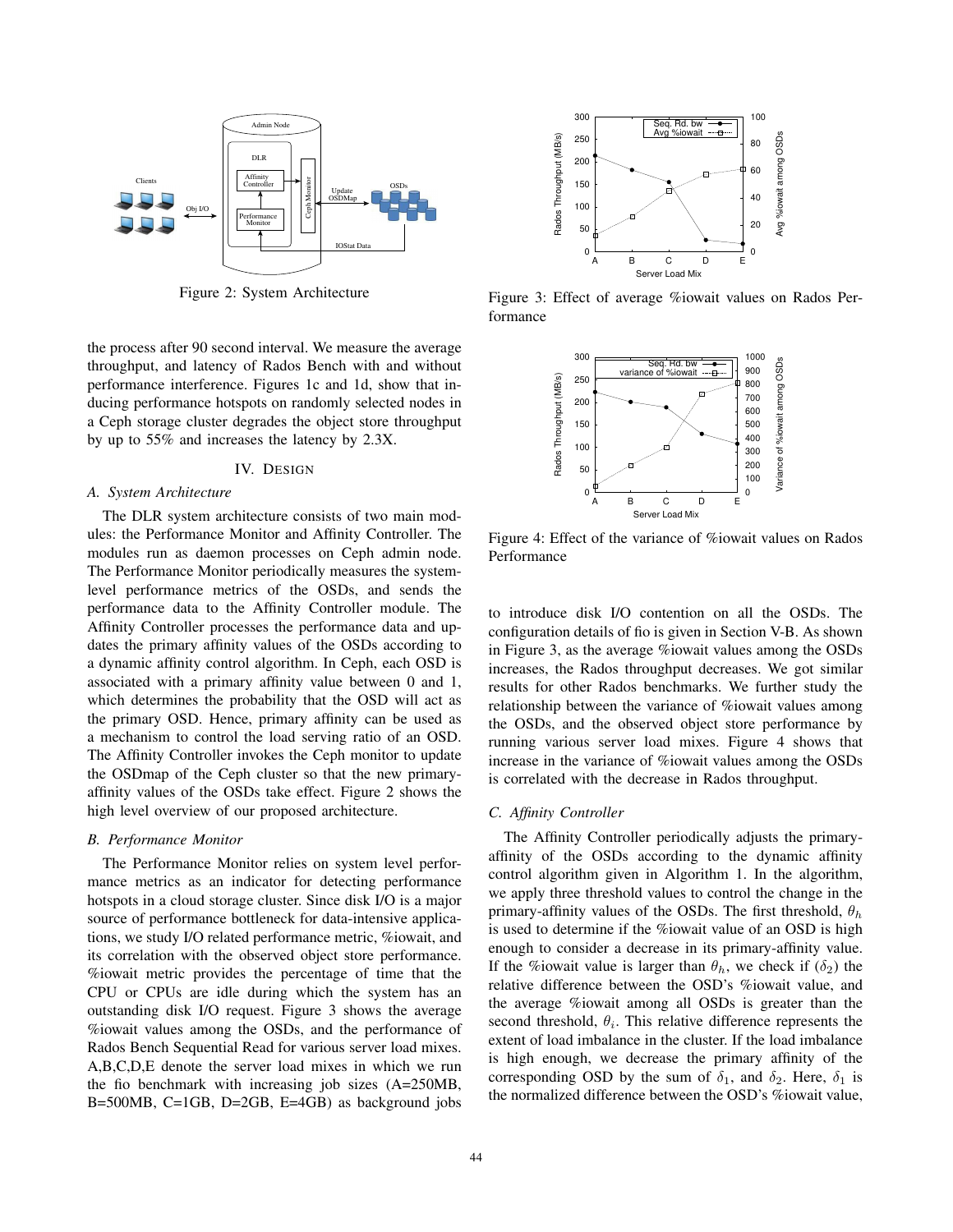Figure 2: System Architecture

Figure 3: Effect of average %iowait values on Rados Performance

Figure 4: Effect of the variance of %iowait values on Rados Performance

the process after 90 second interval. We measure the average throughput, and latency of Rados Bench with and without performance interference. Figures 1c and 1d, show that inducing performance hotspots on randomly selected nodes in a Ceph storage cluster degrades the object store throughput by up to 55% and increases the latency by 2.3X.

## IV. Design

### A. System Architecture

The DLR system architecture consists of two main modules: the Performance Monitor and Affinity Controller. The modules run as daemon processes on Ceph admin node. The Performance Monitor periodically measures the system-level performance metrics of the OSDs, and sends the performance data to the Affinity Controller module. The Affinity Controller processes the performance data and updates the primary affinity values of the OSDs according to a dynamic affinity control algorithm. In Ceph, each OSD is associated with a primary affinity value between 0 and 1, which determines the probability that the OSD will act as the primary OSD. Hence, primary affinity can be used as a mechanism to control the load serving ratio of an OSD. The Affinity Controller invokes the Ceph monitor to update the OSDmap of the Ceph cluster so that the new primary-affinity values of the OSDs take effect. Figure 2 shows the high level overview of our proposed architecture.

### B. Performance Monitor

The Performance Monitor relies on system level performance metrics as an indicator for detecting performance hotspots in a cloud storage cluster. Since disk I/O is a major source of performance bottleneck for data-intensive applications, we study I/O related performance metric, %iowait, and its correlation with the observed object store performance. %iowait metric provides the percentage of time that the CPU or CPUs are idle during which the system has an outstanding disk I/O request. Figure 3 shows the average %iowait values among the OSDs, and the performance of Rados Bench Sequential Read for various server load mixes. A,B,C,D,E denote the server load mixes in which we run the fio benchmark with increasing job sizes (A=250MB, B=500MB, C=1GB, D=2GB, E=4GB) as background jobs to introduce disk I/O contention on all the OSDs. The configuration details of fio is given in Section V-B. As shown in Figure 3, as the average %iowait values among the OSDs increases, the Rados throughput decreases. We got similar results for other Rados benchmarks. We further study the relationship between the variance of %iowait values among the OSDs, and the observed object store performance by running various server load mixes. Figure 4 shows that increase in the variance of %iowait values among the OSDs is correlated with the decrease in Rados throughput.

### C. Affinity Controller

The Affinity Controller periodically adjusts the primary-affinity of the OSDs according to the dynamic affinity control algorithm given in Algorithm 1. In the algorithm, we apply three threshold values to control the change in the primary-affinity values of the OSDs. The first threshold, $\theta_h$ is used to determine if the %iowait value of an OSD is high enough to consider a decrease in its primary-affinity value. If the %iowait value is larger than $\theta_h$, we check if ($\delta_2$) the relative difference between the OSD's %iowait value, and the average %iowait among all OSDs is greater than the second threshold, $\theta_i$. This relative difference represents the extent of load imbalance in the cluster. If the load imbalance is high enough, we decrease the primary affinity of the corresponding OSD by the sum of $\delta_1$, and $\delta_2$. Here, $\delta_1$ is the normalized difference between the OSD's %iowait value,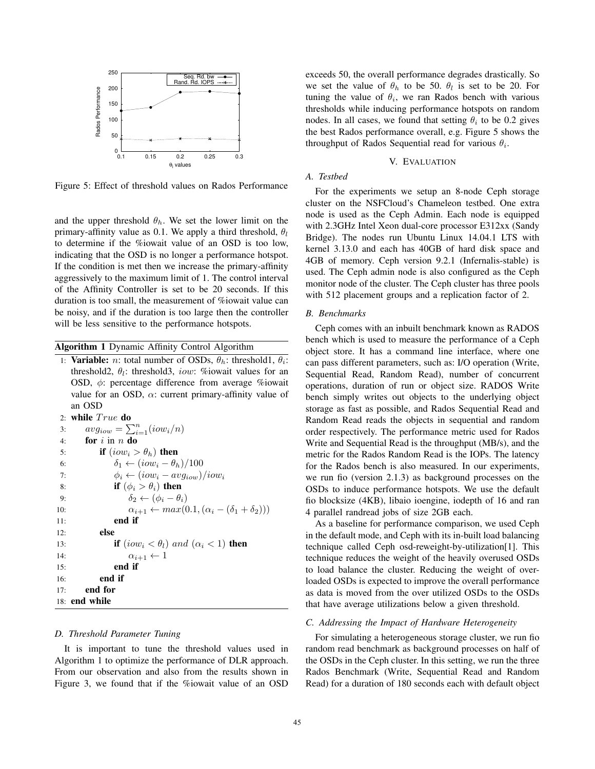Figure 5: Effect of threshold values on Rados Performance

and the upper threshold $\theta_h$. We set the lower limit on the primary-affinity value as 0.1. We apply a third threshold, $\theta_l$ to determine if the %iowait value of an OSD is too low, indicating that the OSD is no longer a performance hotspot. If the condition is met then we increase the primary-affinity aggressively to the maximum limit of 1. The control interval of the Affinity Controller is set to be 20 seconds. If this duration is too small, the measurement of %iowait value can be noisy, and if the duration is too large then the controller will be less sensitive to the performance hotspots.

**Algorithm 1** Dynamic Affinity Control Algorithm

```
1:  Variable: n: total number of OSDs, θh: threshold1, θi:
    threshold2, θl: threshold3, iow: %iowait values for an
    OSD, φ: percentage difference from average %iowait
    value for an OSD, α: current primary-affinity value of
    an OSD
2:  while True do
3:      avg_iow = Σ_{i=1}^{n} (iow_i / n)
4:      for i in n do
5:          if (iow_i > θh) then
6:              δ1 ← (iow_i − θh)/100
7:              φ_i ← (iow_i − avg_iow)/iow_i
8:              if (φ_i > θi) then
9:                  δ2 ← (φ_i − θi)
10:                 α_{i+1} ← max(0.1, (α_i − (δ1 + δ2)))
11:             end if
12:         else
13:             if (iow_i < θl) and (α_i < 1) then
14:                 α_{i+1} ← 1
15:             end if
16:         end if
17:     end for
18: end while
```

### D. Threshold Parameter Tuning

It is important to tune the threshold values used in Algorithm 1 to optimize the performance of DLR approach. From our observation and also from the results shown in Figure 3, we found that if the %iowait value of an OSD exceeds 50, the overall performance degrades drastically. So we set the value of $\theta_h$ to be 50. $\theta_l$ is set to be 20. For tuning the value of $\theta_i$, we ran Rados bench with various thresholds while inducing performance hotspots on random nodes. In all cases, we found that setting $\theta_i$ to be 0.2 gives the best Rados performance overall, e.g. Figure 5 shows the throughput of Rados Sequential read for various $\theta_i$.

## V. Evaluation

### A. Testbed

For the experiments we setup an 8-node Ceph storage cluster on the NSFCloud's Chameleon testbed. One extra node is used as the Ceph Admin. Each node is equipped with 2.3GHz Intel Xeon dual-core processor E312xx (Sandy Bridge). The nodes run Ubuntu Linux 14.04.1 LTS with kernel 3.13.0 and each has 40GB of hard disk space and 4GB of memory. Ceph version 9.2.1 (Infernalis-stable) is used. The Ceph admin node is also configured as the Ceph monitor node of the cluster. The Ceph cluster has three pools with 512 placement groups and a replication factor of 2.

### B. Benchmarks

Ceph comes with an inbuilt benchmark known as RADOS bench which is used to measure the performance of a Ceph object store. It has a command line interface, where one can pass different parameters, such as: I/O operation (Write, Sequential Read, Random Read), number of concurrent operations, duration of run or object size. RADOS Write bench simply writes out objects to the underlying object storage as fast as possible, and Rados Sequential Read and Random Read reads the objects in sequential and random order respectively. The performance metric used for Rados Write and Sequential Read is the throughput (MB/s), and the metric for the Rados Random Read is the IOPs. The latency for the Rados bench is also measured. In our experiments, we run fio (version 2.1.3) as background processes on the OSDs to induce performance hotspots. We use the default fio blocksize (4KB), libaio ioengine, iodepth of 16 and ran 4 parallel randread jobs of size 2GB each.

As a baseline for performance comparison, we used Ceph in the default mode, and Ceph with its in-built load balancing technique called Ceph osd-reweight-by-utilization[1]. This technique reduces the weight of the heavily overused OSDs to load balance the cluster. Reducing the weight of overloaded OSDs is expected to improve the overall performance as data is moved from the over utilized OSDs to the OSDs that have average utilizations below a given threshold.

### C. Addressing the Impact of Hardware Heterogeneity

For simulating a heterogeneous storage cluster, we run fio random read benchmark as background processes on half of the OSDs in the Ceph cluster. In this setting, we run the three Rados Benchmark (Write, Sequential Read and Random Read) for a duration of 180 seconds each with default object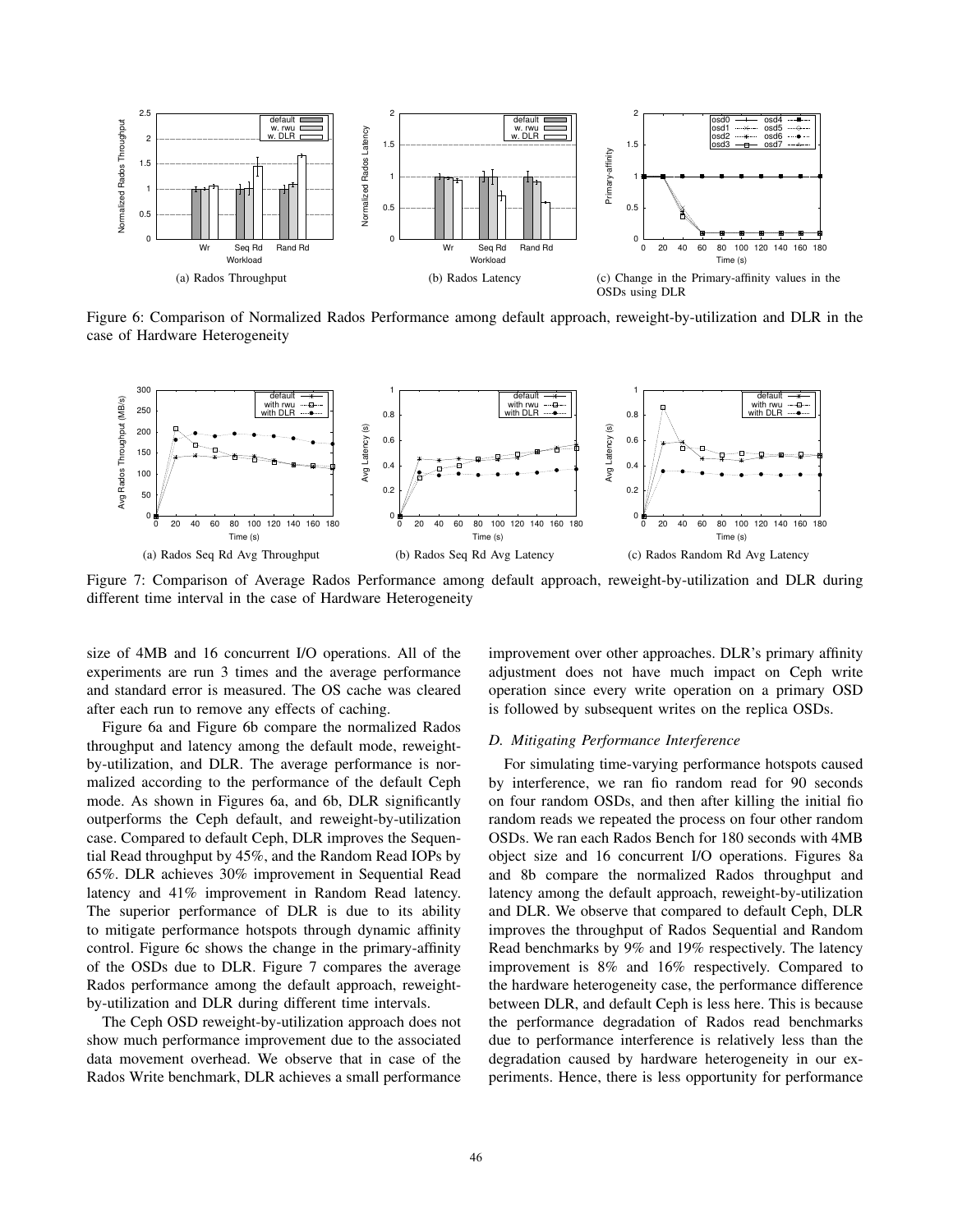(a) Rados Throughput

(b) Rados Latency

(c) Change in the Primary-affinity values in the OSDs using DLR

Figure 6: Comparison of Normalized Rados Performance among default approach, reweight-by-utilization and DLR in the case of Hardware Heterogeneity

(a) Rados Seq Rd Avg Throughput

(b) Rados Seq Rd Avg Latency

(c) Rados Random Rd Avg Latency

Figure 7: Comparison of Average Rados Performance among default approach, reweight-by-utilization and DLR during different time interval in the case of Hardware Heterogeneity

size of 4MB and 16 concurrent I/O operations. All of the experiments are run 3 times and the average performance and standard error is measured. The OS cache was cleared after each run to remove any effects of caching.

Figure 6a and Figure 6b compare the normalized Rados throughput and latency among the default mode, reweight-by-utilization, and DLR. The average performance is normalized according to the performance of the default Ceph mode. As shown in Figures 6a, and 6b, DLR significantly outperforms the Ceph default, and reweight-by-utilization case. Compared to default Ceph, DLR improves the Sequential Read throughput by 45%, and the Random Read IOPs by 65%. DLR achieves 30% improvement in Sequential Read latency and 41% improvement in Random Read latency. The superior performance of DLR is due to its ability to mitigate performance hotspots through dynamic affinity control. Figure 6c shows the change in the primary-affinity of the OSDs due to DLR. Figure 7 compares the average Rados performance among the default approach, reweight-by-utilization and DLR during different time intervals.

The Ceph OSD reweight-by-utilization approach does not show much performance improvement due to the associated data movement overhead. We observe that in case of the Rados Write benchmark, DLR achieves a small performance improvement over other approaches. DLR's primary affinity adjustment does not have much impact on Ceph write operation since every write operation on a primary OSD is followed by subsequent writes on the replica OSDs.

### D. Mitigating Performance Interference

For simulating time-varying performance hotspots caused by interference, we ran fio random read for 90 seconds on four random OSDs, and then after killing the initial fio random reads we repeated the process on four other random OSDs. We ran each Rados Bench for 180 seconds with 4MB object size and 16 concurrent I/O operations. Figures 8a and 8b compare the normalized Rados throughput and latency among the default approach, reweight-by-utilization and DLR. We observe that compared to default Ceph, DLR improves the throughput of Rados Sequential and Random Read benchmarks by 9% and 19% respectively. The latency improvement is 8% and 16% respectively. Compared to the hardware heterogeneity case, the performance difference between DLR, and default Ceph is less here. This is because the performance degradation of Rados read benchmarks due to performance interference is relatively less than the degradation caused by hardware heterogeneity in our experiments. Hence, there is less opportunity for performance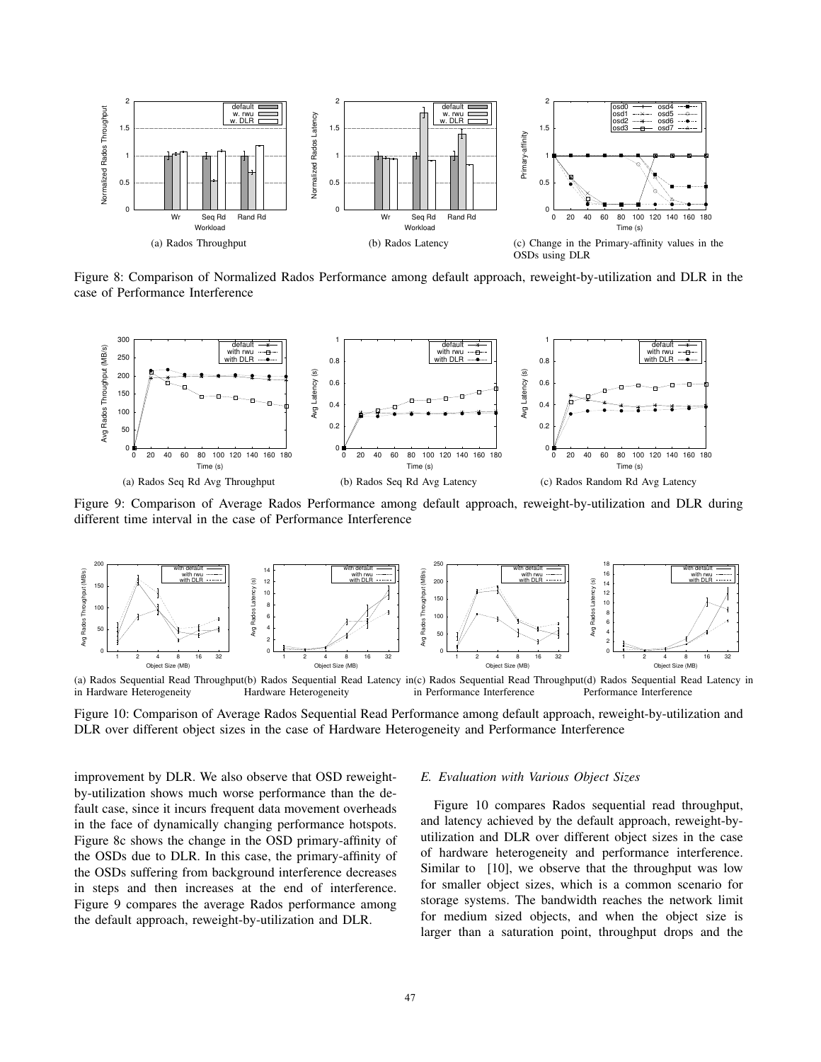(a) Rados Throughput

(b) Rados Latency

(c) Change in the Primary-affinity values in the OSDs using DLR

Figure 8: Comparison of Normalized Rados Performance among default approach, reweight-by-utilization and DLR in the case of Performance Interference

(a) Rados Seq Rd Avg Throughput

(b) Rados Seq Rd Avg Latency

(c) Rados Random Rd Avg Latency

Figure 9: Comparison of Average Rados Performance among default approach, reweight-by-utilization and DLR during different time interval in the case of Performance Interference

(a) Rados Sequential Read Throughput in Hardware Heterogeneity

(b) Rados Sequential Read Latency in Hardware Heterogeneity

(c) Rados Sequential Read Throughput in Performance Interference

(d) Rados Sequential Read Latency in Performance Interference

Figure 10: Comparison of Average Rados Sequential Read Performance among default approach, reweight-by-utilization and DLR over different object sizes in the case of Hardware Heterogeneity and Performance Interference

improvement by DLR. We also observe that OSD reweight-by-utilization shows much worse performance than the default case, since it incurs frequent data movement overheads in the face of dynamically changing performance hotspots. Figure 8c shows the change in the OSD primary-affinity of the OSDs due to DLR. In this case, the primary-affinity of the OSDs suffering from background interference decreases in steps and then increases at the end of interference. Figure 9 compares the average Rados performance among the default approach, reweight-by-utilization and DLR.

### E. Evaluation with Various Object Sizes

Figure 10 compares Rados sequential read throughput, and latency achieved by the default approach, reweight-by-utilization and DLR over different object sizes in the case of hardware heterogeneity and performance interference. Similar to [10], we observe that the throughput was low for smaller object sizes, which is a common scenario for storage systems. The bandwidth reaches the network limit for medium sized objects, and when the object size is larger than a saturation point, throughput drops and the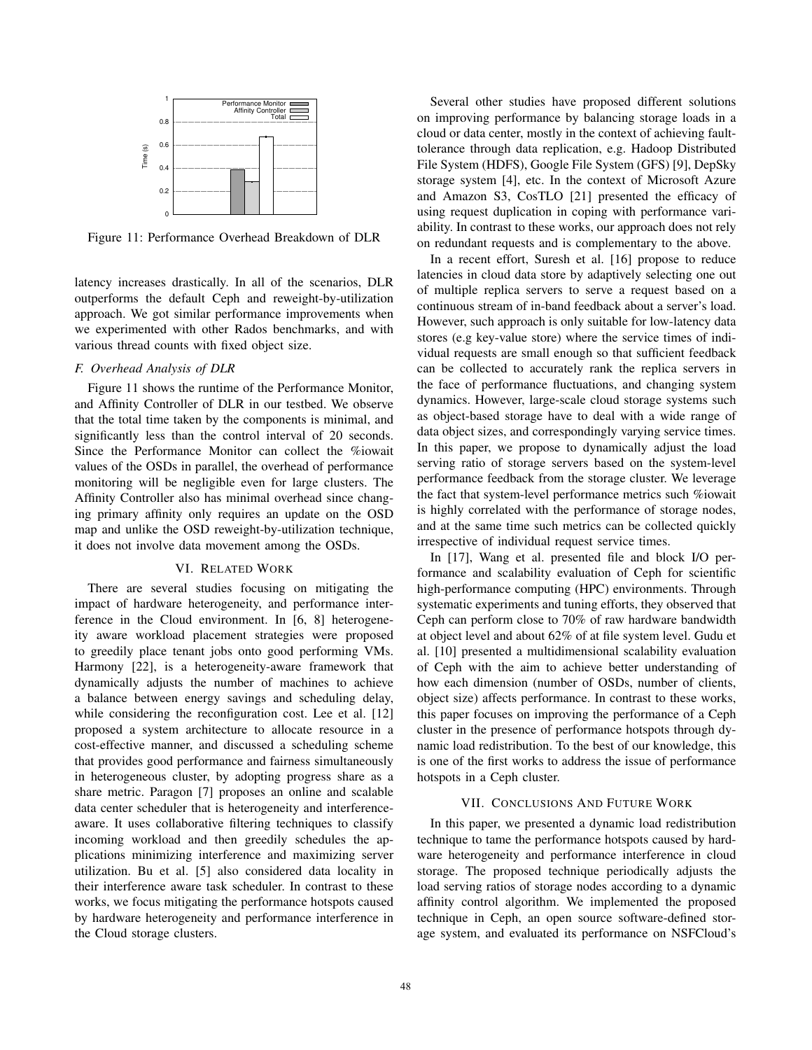Figure 11: Performance Overhead Breakdown of DLR

latency increases drastically. In all of the scenarios, DLR outperforms the default Ceph and reweight-by-utilization approach. We got similar performance improvements when we experimented with other Rados benchmarks, and with various thread counts with fixed object size.

### F. Overhead Analysis of DLR

Figure 11 shows the runtime of the Performance Monitor, and Affinity Controller of DLR in our testbed. We observe that the total time taken by the components is minimal, and significantly less than the control interval of 20 seconds. Since the Performance Monitor can collect the %iowait values of the OSDs in parallel, the overhead of performance monitoring will be negligible even for large clusters. The Affinity Controller also has minimal overhead since changing primary affinity only requires an update on the OSD map and unlike the OSD reweight-by-utilization technique, it does not involve data movement among the OSDs.

## VI. Related Work

There are several studies focusing on mitigating the impact of hardware heterogeneity, and performance interference in the Cloud environment. In [6, 8] heterogeneity aware workload placement strategies were proposed to greedily place tenant jobs onto good performing VMs. Harmony [22], is a heterogeneity-aware framework that dynamically adjusts the number of machines to achieve a balance between energy savings and scheduling delay, while considering the reconfiguration cost. Lee et al. [12] proposed a system architecture to allocate resource in a cost-effective manner, and discussed a scheduling scheme that provides good performance and fairness simultaneously in heterogeneous cluster, by adopting progress share as a share metric. Paragon [7] proposes an online and scalable data center scheduler that is heterogeneity and interference-aware. It uses collaborative filtering techniques to classify incoming workload and then greedily schedules the applications minimizing interference and maximizing server utilization. Bu et al. [5] also considered data locality in their interference aware task scheduler. In contrast to these works, we focus mitigating the performance hotspots caused by hardware heterogeneity and performance interference in the Cloud storage clusters.

Several other studies have proposed different solutions on improving performance by balancing storage loads in a cloud or data center, mostly in the context of achieving fault-tolerance through data replication, e.g. Hadoop Distributed File System (HDFS), Google File System (GFS) [9], DepSky storage system [4], etc. In the context of Microsoft Azure and Amazon S3, CosTLO [21] presented the efficacy of using request duplication in coping with performance variability. In contrast to these works, our approach does not rely on redundant requests and is complementary to the above.

In a recent effort, Suresh et al. [16] propose to reduce latencies in cloud data store by adaptively selecting one out of multiple replica servers to serve a request based on a continuous stream of in-band feedback about a server's load. However, such approach is only suitable for low-latency data stores (e.g key-value store) where the service times of individual requests are small enough so that sufficient feedback can be collected to accurately rank the replica servers in the face of performance fluctuations, and changing system dynamics. However, large-scale cloud storage systems such as object-based storage have to deal with a wide range of data object sizes, and correspondingly varying service times. In this paper, we propose to dynamically adjust the load serving ratio of storage servers based on the system-level performance feedback from the storage cluster. We leverage the fact that system-level performance metrics such %iowait is highly correlated with the performance of storage nodes, and at the same time such metrics can be collected quickly irrespective of individual request service times.

In [17], Wang et al. presented file and block I/O performance and scalability evaluation of Ceph for scientific high-performance computing (HPC) environments. Through systematic experiments and tuning efforts, they observed that Ceph can perform close to 70% of raw hardware bandwidth at object level and about 62% of at file system level. Gudu et al. [10] presented a multidimensional scalability evaluation of Ceph with the aim to achieve better understanding of how each dimension (number of OSDs, number of clients, object size) affects performance. In contrast to these works, this paper focuses on improving the performance of a Ceph cluster in the presence of performance hotspots through dynamic load redistribution. To the best of our knowledge, this is one of the first works to address the issue of performance hotspots in a Ceph cluster.

## VII. Conclusions And Future Work

In this paper, we presented a dynamic load redistribution technique to tame the performance hotspots caused by hardware heterogeneity and performance interference in cloud storage. The proposed technique periodically adjusts the load serving ratios of storage nodes according to a dynamic affinity control algorithm. We implemented the proposed technique in Ceph, an open source software-defined storage system, and evaluated its performance on NSFCloud's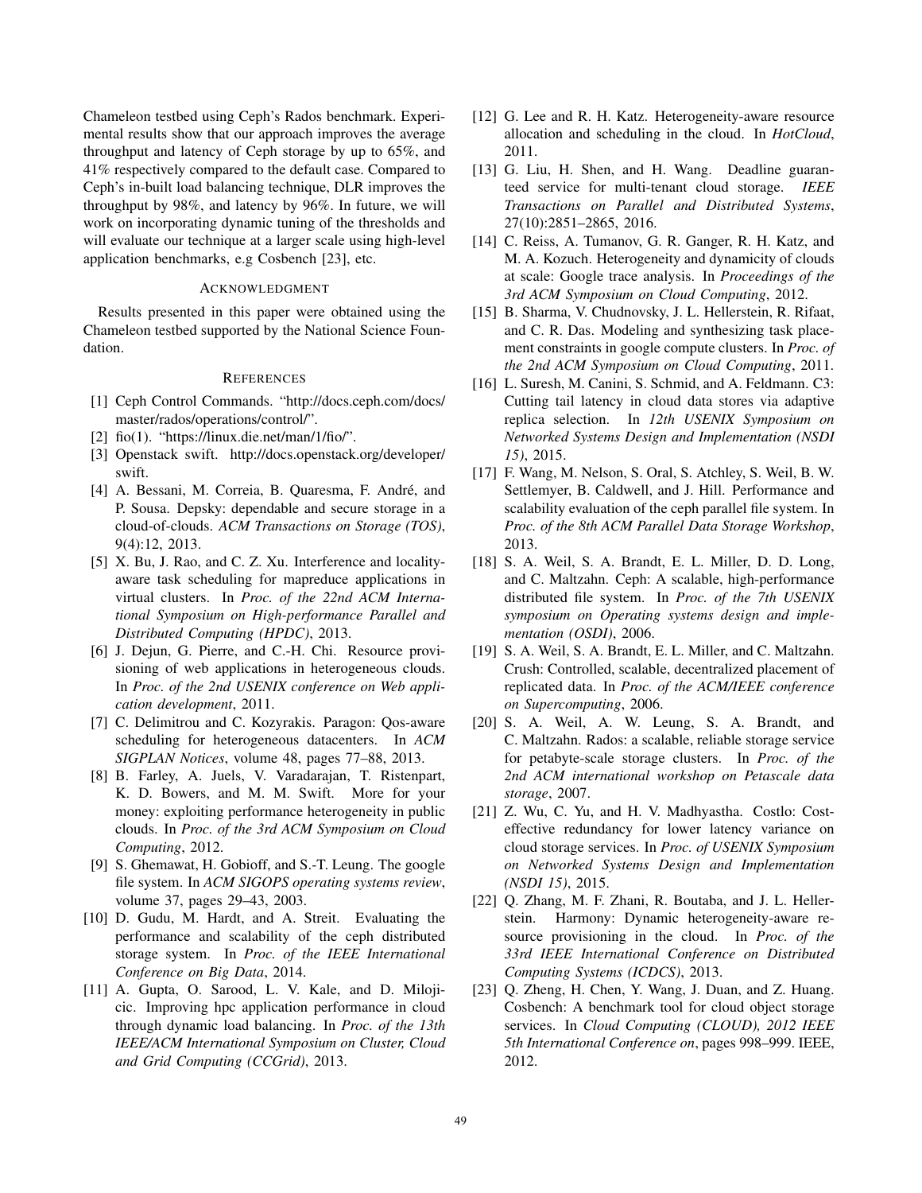Chameleon testbed using Ceph's Rados benchmark. Experimental results show that our approach improves the average throughput and latency of Ceph storage by up to 65%, and 41% respectively compared to the default case. Compared to Ceph's in-built load balancing technique, DLR improves the throughput by 98%, and latency by 96%. In future, we will work on incorporating dynamic tuning of the thresholds and will evaluate our technique at a larger scale using high-level application benchmarks, e.g Cosbench [23], etc.

## Acknowledgment

Results presented in this paper were obtained using the Chameleon testbed supported by the National Science Foundation.

## References

[1] Ceph Control Commands. "http://docs.ceph.com/docs/master/rados/operations/control/".

[2] fio(1). "https://linux.die.net/man/1/fio/".

[3] Openstack swift. http://docs.openstack.org/developer/swift.

[4] A. Bessani, M. Correia, B. Quaresma, F. André, and P. Sousa. Depsky: dependable and secure storage in a cloud-of-clouds. *ACM Transactions on Storage (TOS)*, 9(4):12, 2013.

[5] X. Bu, J. Rao, and C. Z. Xu. Interference and locality-aware task scheduling for mapreduce applications in virtual clusters. In *Proc. of the 22nd ACM International Symposium on High-performance Parallel and Distributed Computing (HPDC)*, 2013.

[6] J. Dejun, G. Pierre, and C.-H. Chi. Resource provisioning of web applications in heterogeneous clouds. In *Proc. of the 2nd USENIX conference on Web application development*, 2011.

[7] C. Delimitrou and C. Kozyrakis. Paragon: Qos-aware scheduling for heterogeneous datacenters. In *ACM SIGPLAN Notices*, volume 48, pages 77–88, 2013.

[8] B. Farley, A. Juels, V. Varadarajan, T. Ristenpart, K. D. Bowers, and M. M. Swift. More for your money: exploiting performance heterogeneity in public clouds. In *Proc. of the 3rd ACM Symposium on Cloud Computing*, 2012.

[9] S. Ghemawat, H. Gobioff, and S.-T. Leung. The google file system. In *ACM SIGOPS operating systems review*, volume 37, pages 29–43, 2003.

[10] D. Gudu, M. Hardt, and A. Streit. Evaluating the performance and scalability of the ceph distributed storage system. In *Proc. of the IEEE International Conference on Big Data*, 2014.

[11] A. Gupta, O. Sarood, L. V. Kale, and D. Milojicic. Improving hpc application performance in cloud through dynamic load balancing. In *Proc. of the 13th IEEE/ACM International Symposium on Cluster, Cloud and Grid Computing (CCGrid)*, 2013.

[12] G. Lee and R. H. Katz. Heterogeneity-aware resource allocation and scheduling in the cloud. In *HotCloud*, 2011.

[13] G. Liu, H. Shen, and H. Wang. Deadline guaranteed service for multi-tenant cloud storage. *IEEE Transactions on Parallel and Distributed Systems*, 27(10):2851–2865, 2016.

[14] C. Reiss, A. Tumanov, G. R. Ganger, R. H. Katz, and M. A. Kozuch. Heterogeneity and dynamicity of clouds at scale: Google trace analysis. In *Proceedings of the 3rd ACM Symposium on Cloud Computing*, 2012.

[15] B. Sharma, V. Chudnovsky, J. L. Hellerstein, R. Rifaat, and C. R. Das. Modeling and synthesizing task placement constraints in google compute clusters. In *Proc. of the 2nd ACM Symposium on Cloud Computing*, 2011.

[16] L. Suresh, M. Canini, S. Schmid, and A. Feldmann. C3: Cutting tail latency in cloud data stores via adaptive replica selection. In *12th USENIX Symposium on Networked Systems Design and Implementation (NSDI 15)*, 2015.

[17] F. Wang, M. Nelson, S. Oral, S. Atchley, S. Weil, B. W. Settlemyer, B. Caldwell, and J. Hill. Performance and scalability evaluation of the ceph parallel file system. In *Proc. of the 8th ACM Parallel Data Storage Workshop*, 2013.

[18] S. A. Weil, S. A. Brandt, E. L. Miller, D. D. Long, and C. Maltzahn. Ceph: A scalable, high-performance distributed file system. In *Proc. of the 7th USENIX symposium on Operating systems design and implementation (OSDI)*, 2006.

[19] S. A. Weil, S. A. Brandt, E. L. Miller, and C. Maltzahn. Crush: Controlled, scalable, decentralized placement of replicated data. In *Proc. of the ACM/IEEE conference on Supercomputing*, 2006.

[20] S. A. Weil, A. W. Leung, S. A. Brandt, and C. Maltzahn. Rados: a scalable, reliable storage service for petabyte-scale storage clusters. In *Proc. of the 2nd ACM international workshop on Petascale data storage*, 2007.

[21] Z. Wu, C. Yu, and H. V. Madhyastha. Costlo: Cost-effective redundancy for lower latency variance on cloud storage services. In *Proc. of USENIX Symposium on Networked Systems Design and Implementation (NSDI 15)*, 2015.

[22] Q. Zhang, M. F. Zhani, R. Boutaba, and J. L. Hellerstein. Harmony: Dynamic heterogeneity-aware resource provisioning in the cloud. In *Proc. of the 33rd IEEE International Conference on Distributed Computing Systems (ICDCS)*, 2013.

[23] Q. Zheng, H. Chen, Y. Wang, J. Duan, and Z. Huang. Cosbench: A benchmark tool for cloud object storage services. In *Cloud Computing (CLOUD), 2012 IEEE 5th International Conference on*, pages 998–999. IEEE, 2012.